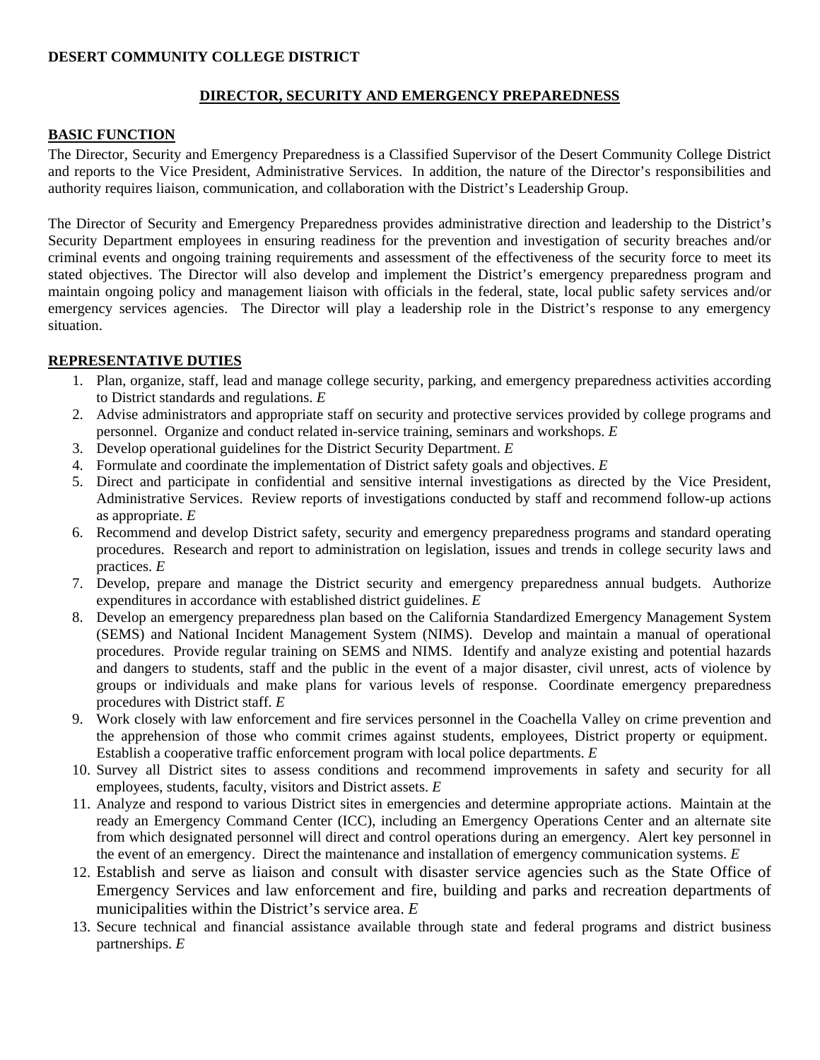**DESERT COMMUNITY COLLEGE DISTRICT**

# DIRECTOR, SECURITY AND EMERGENCY PREPAREDNESS

## BASIC FUNCTION

The Director, Security and Emergency Preparedness is a Classified Supervisor of the Desert Community College District and reports to the Vice President, Administrative Services. In addition, the nature of the Director's responsibilities and authority requires liaison, communication, and collaboration with the District's Leadership Group.

The Director of Security and Emergency Preparedness provides administrative direction and leadership to the District's Security Department employees in ensuring readiness for the prevention and investigation of security breaches and/or criminal events and ongoing training requirements and assessment of the effectiveness of the security force to meet its stated objectives. The Director will also develop and implement the District's emergency preparedness program and maintain ongoing policy and management liaison with officials in the federal, state, local public safety services and/or emergency services agencies. The Director will play a leadership role in the District's response to any emergency situation.

## REPRESENTATIVE DUTIES

1. Plan, organize, staff, lead and manage college security, parking, and emergency preparedness activities according to District standards and regulations. *E*
2. Advise administrators and appropriate staff on security and protective services provided by college programs and personnel. Organize and conduct related in-service training, seminars and workshops. *E*
3. Develop operational guidelines for the District Security Department. *E*
4. Formulate and coordinate the implementation of District safety goals and objectives. *E*
5. Direct and participate in confidential and sensitive internal investigations as directed by the Vice President, Administrative Services. Review reports of investigations conducted by staff and recommend follow-up actions as appropriate. *E*
6. Recommend and develop District safety, security and emergency preparedness programs and standard operating procedures. Research and report to administration on legislation, issues and trends in college security laws and practices. *E*
7. Develop, prepare and manage the District security and emergency preparedness annual budgets. Authorize expenditures in accordance with established district guidelines. *E*
8. Develop an emergency preparedness plan based on the California Standardized Emergency Management System (SEMS) and National Incident Management System (NIMS). Develop and maintain a manual of operational procedures. Provide regular training on SEMS and NIMS. Identify and analyze existing and potential hazards and dangers to students, staff and the public in the event of a major disaster, civil unrest, acts of violence by groups or individuals and make plans for various levels of response. Coordinate emergency preparedness procedures with District staff. *E*
9. Work closely with law enforcement and fire services personnel in the Coachella Valley on crime prevention and the apprehension of those who commit crimes against students, employees, District property or equipment. Establish a cooperative traffic enforcement program with local police departments. *E*
10. Survey all District sites to assess conditions and recommend improvements in safety and security for all employees, students, faculty, visitors and District assets. *E*
11. Analyze and respond to various District sites in emergencies and determine appropriate actions. Maintain at the ready an Emergency Command Center (ICC), including an Emergency Operations Center and an alternate site from which designated personnel will direct and control operations during an emergency. Alert key personnel in the event of an emergency. Direct the maintenance and installation of emergency communication systems. *E*
12. Establish and serve as liaison and consult with disaster service agencies such as the State Office of Emergency Services and law enforcement and fire, building and parks and recreation departments of municipalities within the District's service area. *E*
13. Secure technical and financial assistance available through state and federal programs and district business partnerships. *E*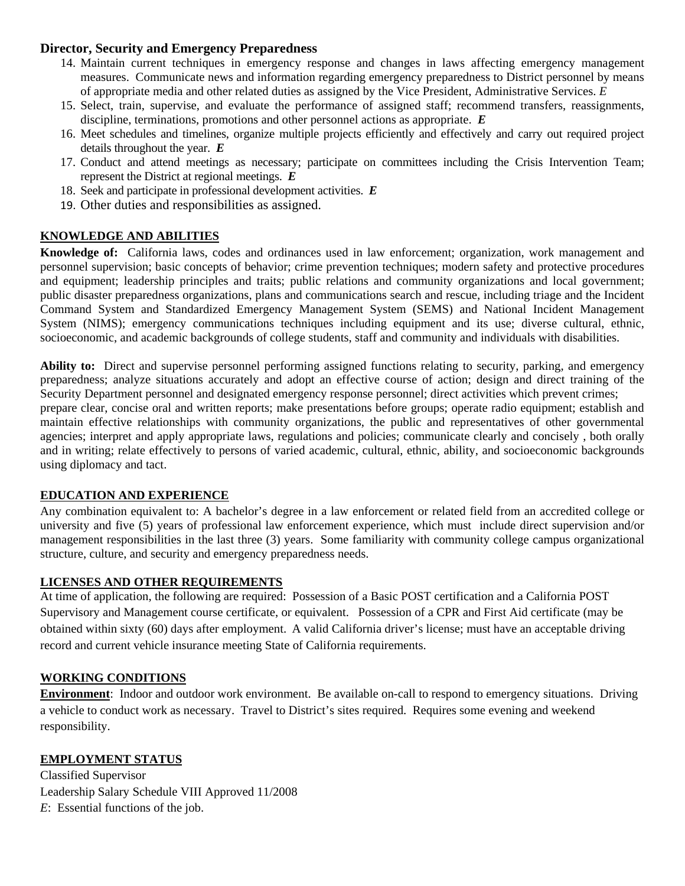**Director, Security and Emergency Preparedness**

14. Maintain current techniques in emergency response and changes in laws affecting emergency management measures. Communicate news and information regarding emergency preparedness to District personnel by means of appropriate media and other related duties as assigned by the Vice President, Administrative Services. *E*
15. Select, train, supervise, and evaluate the performance of assigned staff; recommend transfers, reassignments, discipline, terminations, promotions and other personnel actions as appropriate. ***E***
16. Meet schedules and timelines, organize multiple projects efficiently and effectively and carry out required project details throughout the year. ***E***
17. Conduct and attend meetings as necessary; participate on committees including the Crisis Intervention Team; represent the District at regional meetings. ***E***
18. Seek and participate in professional development activities. ***E***
19. Other duties and responsibilities as assigned.

**KNOWLEDGE AND ABILITIES**

**Knowledge of:** California laws, codes and ordinances used in law enforcement; organization, work management and personnel supervision; basic concepts of behavior; crime prevention techniques; modern safety and protective procedures and equipment; leadership principles and traits; public relations and community organizations and local government; public disaster preparedness organizations, plans and communications search and rescue, including triage and the Incident Command System and Standardized Emergency Management System (SEMS) and National Incident Management System (NIMS); emergency communications techniques including equipment and its use; diverse cultural, ethnic, socioeconomic, and academic backgrounds of college students, staff and community and individuals with disabilities.

**Ability to:** Direct and supervise personnel performing assigned functions relating to security, parking, and emergency preparedness; analyze situations accurately and adopt an effective course of action; design and direct training of the Security Department personnel and designated emergency response personnel; direct activities which prevent crimes; prepare clear, concise oral and written reports; make presentations before groups; operate radio equipment; establish and maintain effective relationships with community organizations, the public and representatives of other governmental agencies; interpret and apply appropriate laws, regulations and policies; communicate clearly and concisely , both orally and in writing; relate effectively to persons of varied academic, cultural, ethnic, ability, and socioeconomic backgrounds using diplomacy and tact.

**EDUCATION AND EXPERIENCE**

Any combination equivalent to: A bachelor's degree in a law enforcement or related field from an accredited college or university and five (5) years of professional law enforcement experience, which must include direct supervision and/or management responsibilities in the last three (3) years. Some familiarity with community college campus organizational structure, culture, and security and emergency preparedness needs.

**LICENSES AND OTHER REQUIREMENTS**

At time of application, the following are required: Possession of a Basic POST certification and a California POST Supervisory and Management course certificate, or equivalent. Possession of a CPR and First Aid certificate (may be obtained within sixty (60) days after employment. A valid California driver's license; must have an acceptable driving record and current vehicle insurance meeting State of California requirements.

**WORKING CONDITIONS**

**Environment**: Indoor and outdoor work environment. Be available on-call to respond to emergency situations. Driving a vehicle to conduct work as necessary. Travel to District's sites required. Requires some evening and weekend responsibility.

**EMPLOYMENT STATUS**

Classified Supervisor
Leadership Salary Schedule VIII Approved 11/2008
*E*: Essential functions of the job.